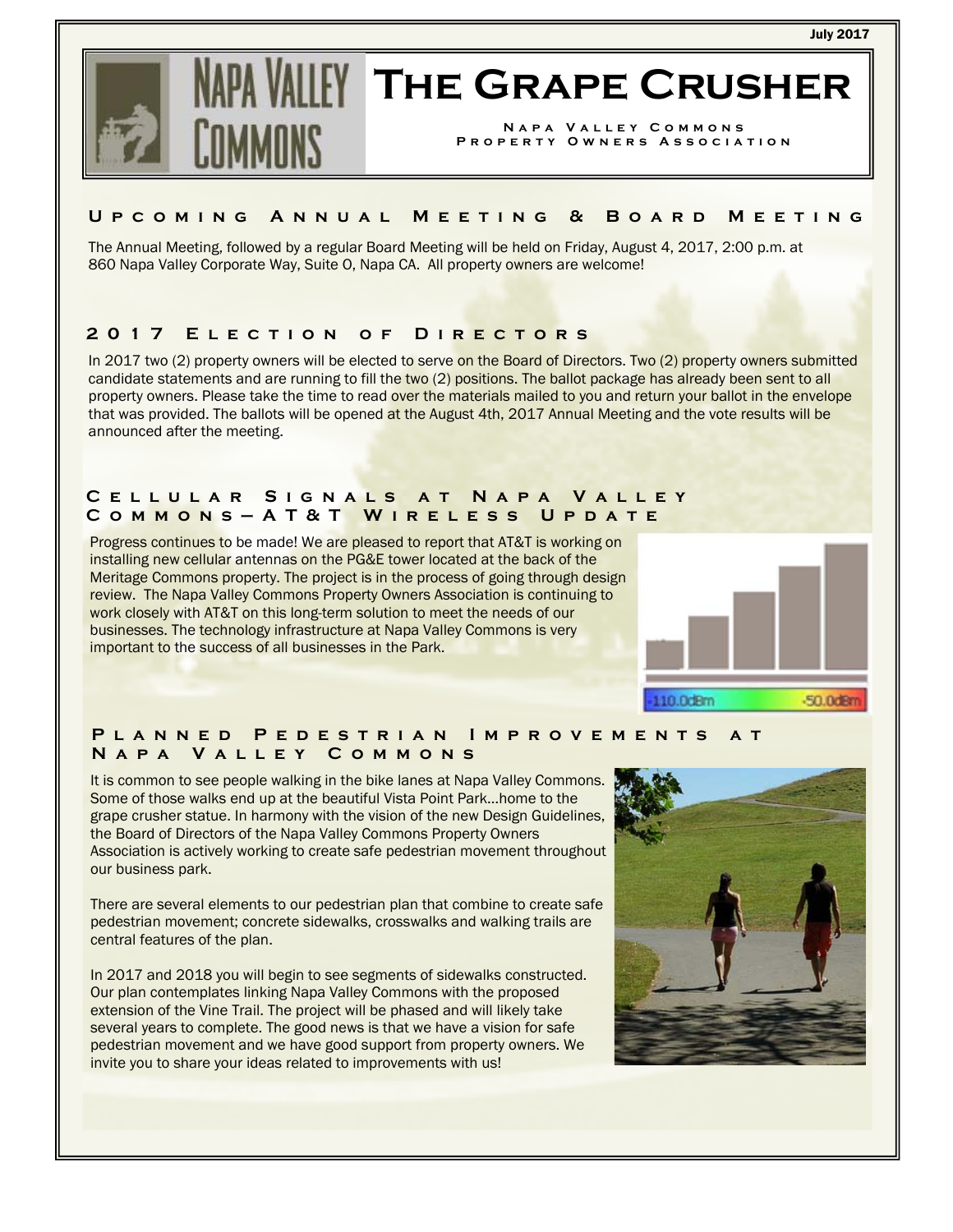July 2017

# The Grape Crusher

Napa Valley Commons Property Owners Association

## Upcoming Annual Meeting & Board Meeting

The Annual Meeting, followed by a regular Board Meeting will be held on Friday, August 4, 2017, 2:00 p.m. at 860 Napa Valley Corporate Way, Suite O, Napa CA. All property owners are welcome!

## 2017 Election of Directors

In 2017 two (2) property owners will be elected to serve on the Board of Directors. Two (2) property owners submitted candidate statements and are running to fill the two (2) positions. The ballot package has already been sent to all property owners. Please take the time to read over the materials mailed to you and return your ballot in the envelope that was provided. The ballots will be opened at the August 4th, 2017 Annual Meeting and the vote results will be announced after the meeting.

## Cellular Signals at Napa Valley Commons—AT&T Wireless Update

Progress continues to be made! We are pleased to report that AT&T is working on installing new cellular antennas on the PG&E tower located at the back of the Meritage Commons property. The project is in the process of going through design review. The Napa Valley Commons Property Owners Association is continuing to work closely with AT&T on this long-term solution to meet the needs of our businesses. The technology infrastructure at Napa Valley Commons is very important to the success of all businesses in the Park.

## Planned Pedestrian Improvements at Napa Valley Commons

It is common to see people walking in the bike lanes at Napa Valley Commons. Some of those walks end up at the beautiful Vista Point Park…home to the grape crusher statue. In harmony with the vision of the new Design Guidelines, the Board of Directors of the Napa Valley Commons Property Owners Association is actively working to create safe pedestrian movement throughout our business park.

There are several elements to our pedestrian plan that combine to create safe pedestrian movement; concrete sidewalks, crosswalks and walking trails are central features of the plan.

In 2017 and 2018 you will begin to see segments of sidewalks constructed. Our plan contemplates linking Napa Valley Commons with the proposed extension of the Vine Trail. The project will be phased and will likely take several years to complete. The good news is that we have a vision for safe pedestrian movement and we have good support from property owners. We invite you to share your ideas related to improvements with us!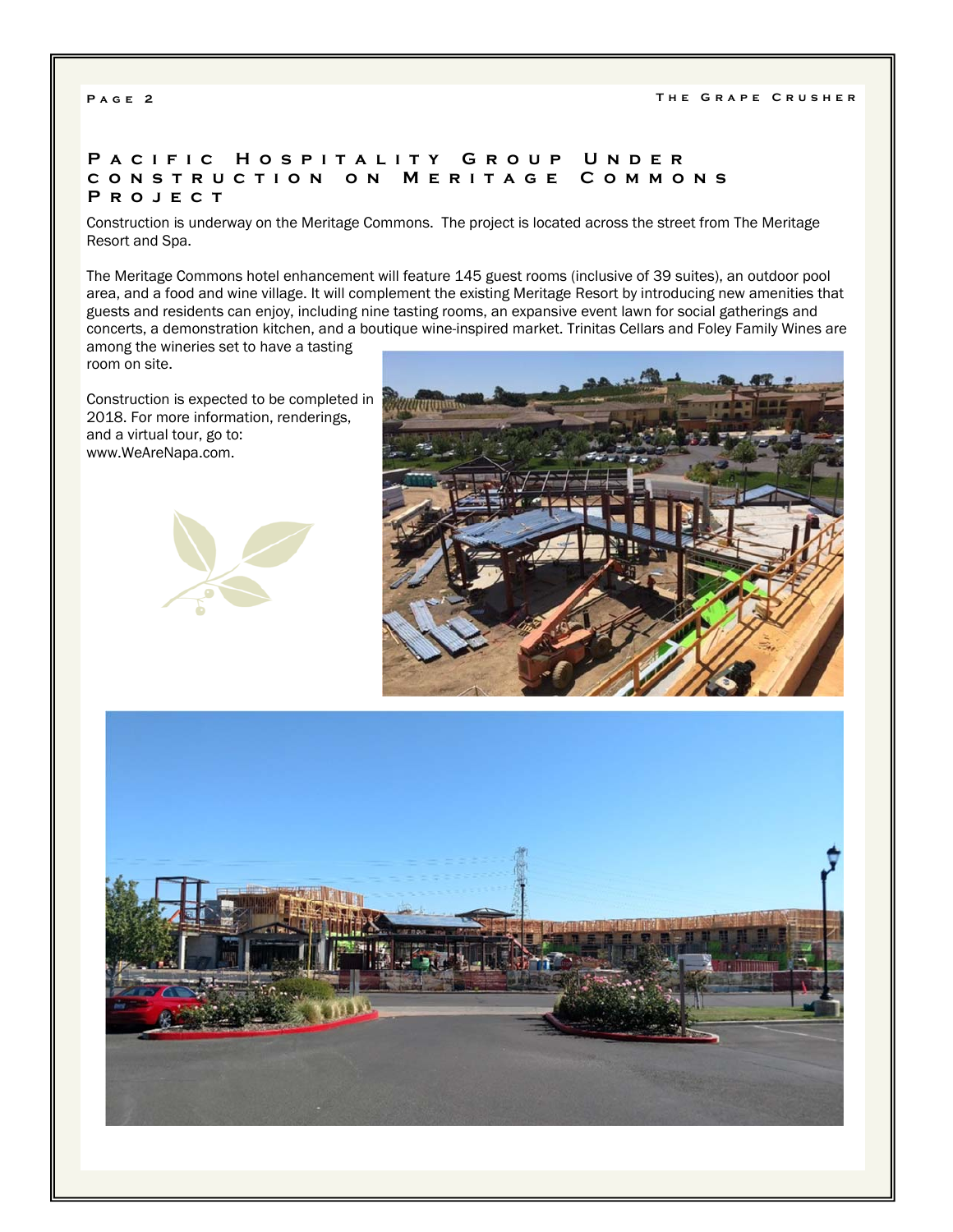## Pacific Hospitality Group Under construction on Meritage Commons Project

Construction is underway on the Meritage Commons. The project is located across the street from The Meritage Resort and Spa.

The Meritage Commons hotel enhancement will feature 145 guest rooms (inclusive of 39 suites), an outdoor pool area, and a food and wine village. It will complement the existing Meritage Resort by introducing new amenities that guests and residents can enjoy, including nine tasting rooms, an expansive event lawn for social gatherings and concerts, a demonstration kitchen, and a boutique wine-inspired market. Trinitas Cellars and Foley Family Wines are among the wineries set to have a tasting room on site.

Construction is expected to be completed in 2018. For more information, renderings, and a virtual tour, go to: www.WeAreNapa.com.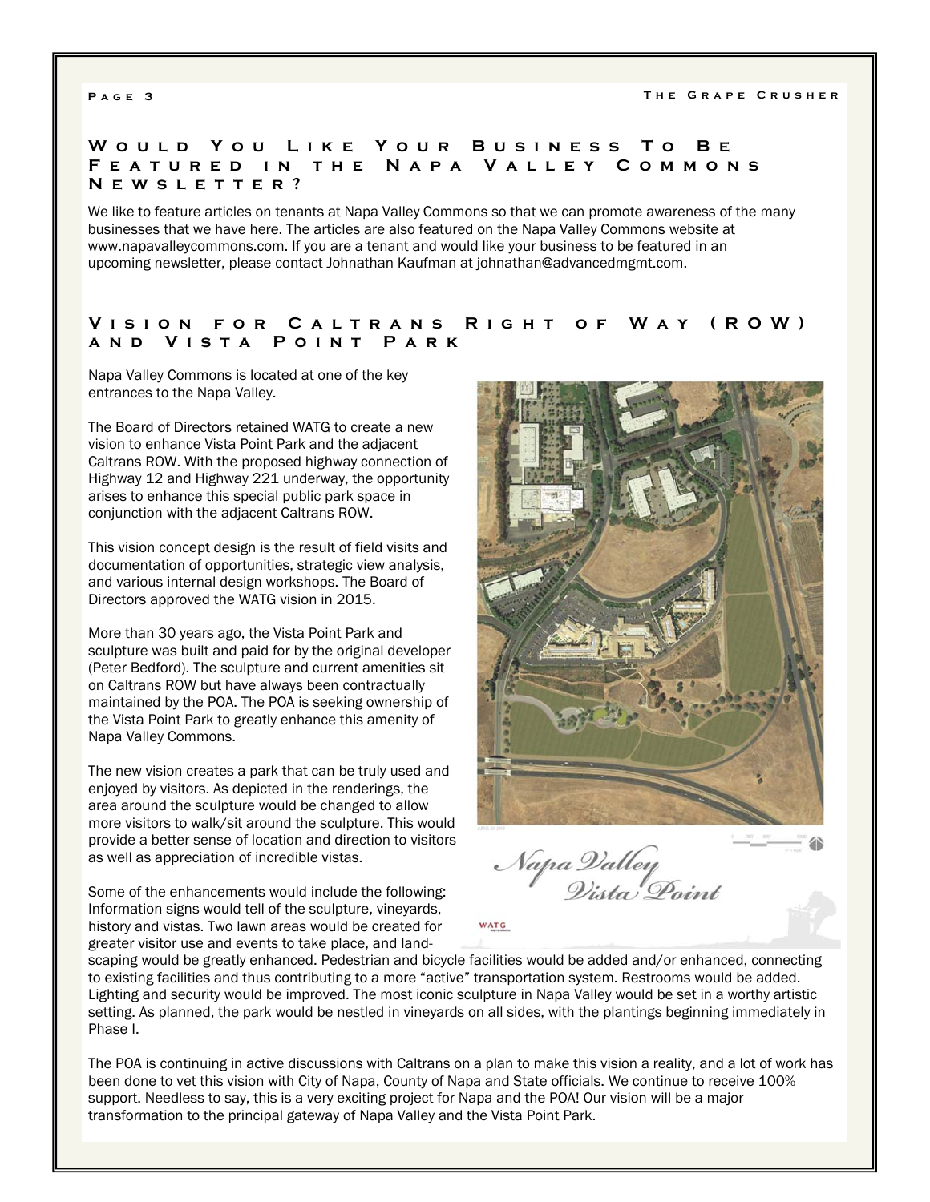## Would You Like Your Business To Be Featured in the Napa Valley Commons Newsletter?

We like to feature articles on tenants at Napa Valley Commons so that we can promote awareness of the many businesses that we have here. The articles are also featured on the Napa Valley Commons website at www.napavalleycommons.com. If you are a tenant and would like your business to be featured in an upcoming newsletter, please contact Johnathan Kaufman at johnathan@advancedmgmt.com.

## Vision for Caltrans Right of Way (ROW) and Vista Point Park

Napa Valley Commons is located at one of the key entrances to the Napa Valley.

The Board of Directors retained WATG to create a new vision to enhance Vista Point Park and the adjacent Caltrans ROW. With the proposed highway connection of Highway 12 and Highway 221 underway, the opportunity arises to enhance this special public park space in conjunction with the adjacent Caltrans ROW.

This vision concept design is the result of field visits and documentation of opportunities, strategic view analysis, and various internal design workshops. The Board of Directors approved the WATG vision in 2015.

More than 30 years ago, the Vista Point Park and sculpture was built and paid for by the original developer (Peter Bedford). The sculpture and current amenities sit on Caltrans ROW but have always been contractually maintained by the POA. The POA is seeking ownership of the Vista Point Park to greatly enhance this amenity of Napa Valley Commons.

The new vision creates a park that can be truly used and enjoyed by visitors. As depicted in the renderings, the area around the sculpture would be changed to allow more visitors to walk/sit around the sculpture. This would provide a better sense of location and direction to visitors as well as appreciation of incredible vistas.

*Napa Valley Vista Point*

WATG

Some of the enhancements would include the following: Information signs would tell of the sculpture, vineyards, history and vistas. Two lawn areas would be created for greater visitor use and events to take place, and landscaping would be greatly enhanced. Pedestrian and bicycle facilities would be added and/or enhanced, connecting to existing facilities and thus contributing to a more "active" transportation system. Restrooms would be added. Lighting and security would be improved. The most iconic sculpture in Napa Valley would be set in a worthy artistic setting. As planned, the park would be nestled in vineyards on all sides, with the plantings beginning immediately in Phase I.

The POA is continuing in active discussions with Caltrans on a plan to make this vision a reality, and a lot of work has been done to vet this vision with City of Napa, County of Napa and State officials. We continue to receive 100% support. Needless to say, this is a very exciting project for Napa and the POA! Our vision will be a major transformation to the principal gateway of Napa Valley and the Vista Point Park.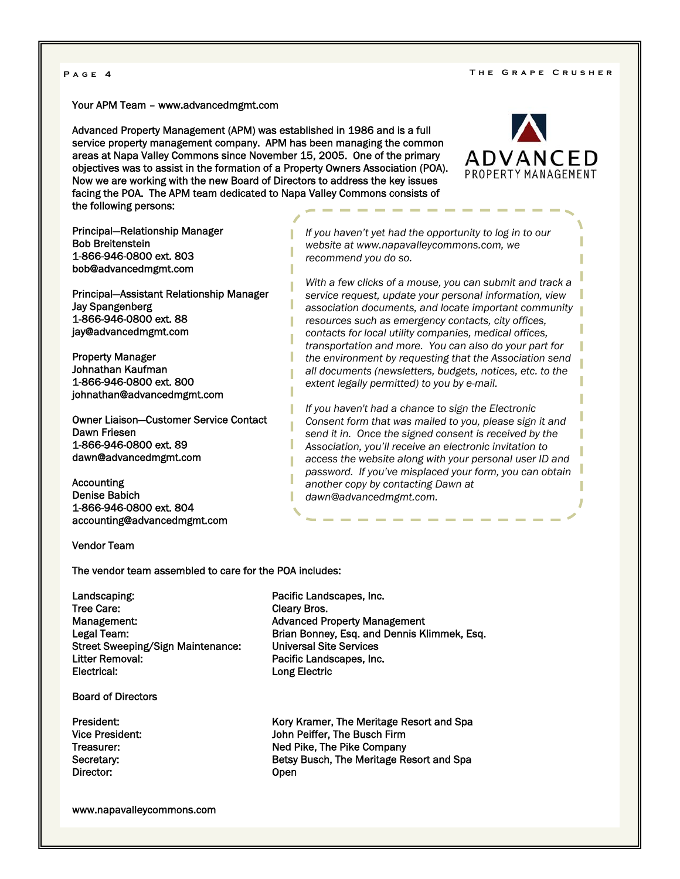## Your APM Team – www.advancedmgmt.com

Advanced Property Management (APM) was established in 1986 and is a full service property management company. APM has been managing the common areas at Napa Valley Commons since November 15, 2005. One of the primary objectives was to assist in the formation of a Property Owners Association (POA). Now we are working with the new Board of Directors to address the key issues facing the POA. The APM team dedicated to Napa Valley Commons consists of the following persons:

Principal—Relationship Manager
Bob Breitenstein
1-866-946-0800 ext. 803
bob@advancedmgmt.com

Principal—Assistant Relationship Manager
Jay Spangenberg
1-866-946-0800 ext. 88
jay@advancedmgmt.com

Property Manager
Johnathan Kaufman
1-866-946-0800 ext. 800
johnathan@advancedmgmt.com

Owner Liaison—Customer Service Contact
Dawn Friesen
1-866-946-0800 ext. 89
dawn@advancedmgmt.com

Accounting
Denise Babich
1-866-946-0800 ext. 804
accounting@advancedmgmt.com

*If you haven't yet had the opportunity to log in to our website at www.napavalleycommons.com, we recommend you do so.*

*With a few clicks of a mouse, you can submit and track a service request, update your personal information, view association documents, and locate important community resources such as emergency contacts, city offices, contacts for local utility companies, medical offices, transportation and more. You can also do your part for the environment by requesting that the Association send all documents (newsletters, budgets, notices, etc. to the extent legally permitted) to you by e-mail.*

*If you haven't had a chance to sign the Electronic Consent form that was mailed to you, please sign it and send it in. Once the signed consent is received by the Association, you'll receive an electronic invitation to access the website along with your personal user ID and password. If you've misplaced your form, you can obtain another copy by contacting Dawn at dawn@advancedmgmt.com.*

## Vendor Team

The vendor team assembled to care for the POA includes:

| | |
|---|---|
| Landscaping: | Pacific Landscapes, Inc. |
| Tree Care: | Cleary Bros. |
| Management: | Advanced Property Management |
| Legal Team: | Brian Bonney, Esq. and Dennis Klimmek, Esq. |
| Street Sweeping/Sign Maintenance: | Universal Site Services |
| Litter Removal: | Pacific Landscapes, Inc. |
| Electrical: | Long Electric |

## Board of Directors

| | |
|---|---|
| President: | Kory Kramer, The Meritage Resort and Spa |
| Vice President: | John Peiffer, The Busch Firm |
| Treasurer: | Ned Pike, The Pike Company |
| Secretary: | Betsy Busch, The Meritage Resort and Spa |
| Director: | Open |

www.napavalleycommons.com